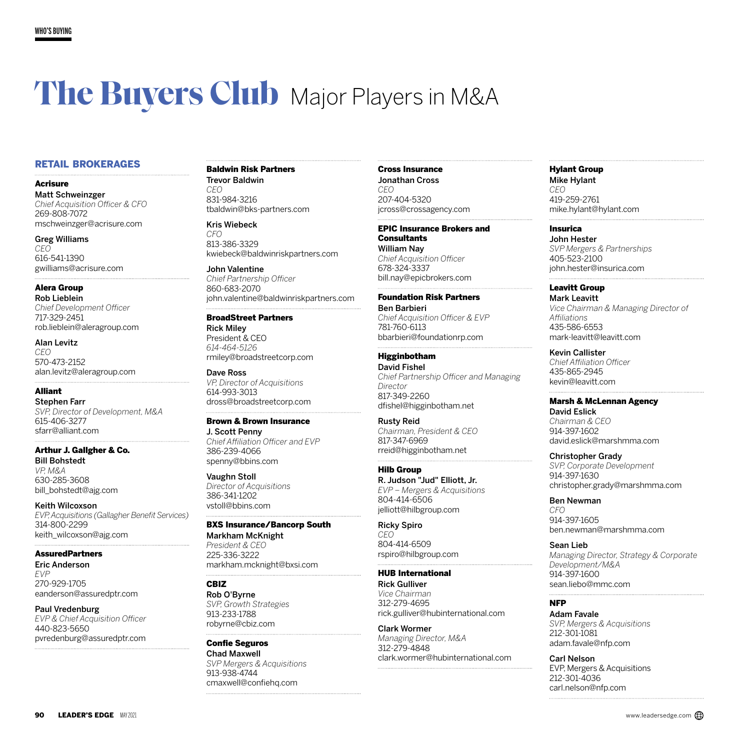# The Buyers Club Major Players in M&A

## RETAIL BROKERAGES

**Acrisure**

**Matt Schweinzger**
*Chief Acquisition Officer & CFO*
269-808-7072
mschweinzger@acrisure.com

**Greg Williams**
*CEO*
616-541-1390
gwilliams@acrisure.com

**Alera Group**

**Rob Lieblein**
*Chief Development Officer*
717-329-2451
rob.lieblein@aleragroup.com

**Alan Levitz**
*CEO*
570-473-2152
alan.levitz@aleragroup.com

**Alliant**

**Stephen Farr**
*SVP, Director of Development, M&A*
615-406-3277
sfarr@alliant.com

**Arthur J. Gallgher & Co.**

**Bill Bohstedt**
*VP, M&A*
630-285-3608
bill_bohstedt@ajg.com

**Keith Wilcoxson**
*EVP, Acquisitions (Gallagher Benefit Services)*
314-800-2299
keith_wilcoxson@ajg.com

**AssuredPartners**

**Eric Anderson**
*EVP*
270-929-1705
eanderson@assuredptr.com

**Paul Vredenburg**
*EVP & Chief Acquisition Officer*
440-823-5650
pvredenburg@assuredptr.com

**Baldwin Risk Partners**

**Trevor Baldwin**
*CEO*
831-984-3216
tbaldwin@bks-partners.com

**Kris Wiebeck**
*CFO*
813-386-3329
kwiebeck@baldwinriskpartners.com

**John Valentine**
*Chief Partnership Officer*
860-683-2070
john.valentine@baldwinriskpartners.com

**BroadStreet Partners**

**Rick Miley**
President & CEO
*614-464-5126*
rmiley@broadstreetcorp.com

**Dave Ross**
*VP, Director of Acquisitions*
614-993-3013
dross@broadstreetcorp.com

**Brown & Brown Insurance**

**J. Scott Penny**
*Chief Affiliation Officer and EVP*
386-239-4066
spenny@bbins.com

**Vaughn Stoll**
*Director of Acquisitions*
386-341-1202
vstoll@bbins.com

**BXS Insurance/Bancorp South**

**Markham McKnight**
*President & CEO*
225-336-3222
markham.mcknight@bxsi.com

**CBIZ**

**Rob O'Byrne**
*SVP, Growth Strategies*
913-233-1788
robyrne@cbiz.com

**Confie Seguros**

**Chad Maxwell**
*SVP Mergers & Acquisitions*
913-938-4744
cmaxwell@confiehq.com

**Cross Insurance**

**Jonathan Cross**
*CEO*
207-404-5320
jcross@crossagency.com

**EPIC Insurance Brokers and Consultants**

**William Nay**
*Chief Acquisition Officer*
678-324-3337
bill.nay@epicbrokers.com

**Foundation Risk Partners**

**Ben Barbieri**
*Chief Acquisition Officer & EVP*
781-760-6113
bbarbieri@foundationrp.com

**Higginbotham**

**David Fishel**
*Chief Partnership Officer and Managing Director*
817-349-2260
dfishel@higginbotham.net

**Rusty Reid**
*Chairman, President & CEO*
817-347-6969
rreid@higginbotham.net

**Hilb Group**

**R. Judson "Jud" Elliott, Jr.**
*EVP – Mergers & Acquisitions*
804-414-6506
jelliott@hilbgroup.com

**Ricky Spiro**
*CEO*
804-414-6509
rspiro@hilbgroup.com

**HUB International**

**Rick Gulliver**
*Vice Chairman*
312-279-4695
rick.gulliver@hubinternational.com

**Clark Wormer**
*Managing Director, M&A*
312-279-4848
clark.wormer@hubinternational.com

**Hylant Group**

**Mike Hylant**
*CEO*
419-259-2761
mike.hylant@hylant.com

**Insurica**

**John Hester**
*SVP Mergers & Partnerships*
405-523-2100
john.hester@insurica.com

**Leavitt Group**

**Mark Leavitt**
*Vice Chairman & Managing Director of Affiliations*
435-586-6553
mark-leavitt@leavitt.com

**Kevin Callister**
*Chief Affiliation Officer*
435-865-2945
kevin@leavitt.com

**Marsh & McLennan Agency**

**David Eslick**
*Chairman & CEO*
914-397-1602
david.eslick@marshmma.com

**Christopher Grady**
*SVP, Corporate Development*
914-397-1630
christopher.grady@marshmma.com

**Ben Newman**
*CFO*
914-397-1605
ben.newman@marshmma.com

**Sean Lieb**
*Managing Director, Strategy & Corporate Development/M&A*
914-397-1600
sean.liebo@mmc.com

**NFP**

**Adam Favale**
*SVP, Mergers & Acquisitions*
212-301-1081
adam.favale@nfp.com

**Carl Nelson**
EVP, Mergers & Acquisitions
212-301-4036
carl.nelson@nfp.com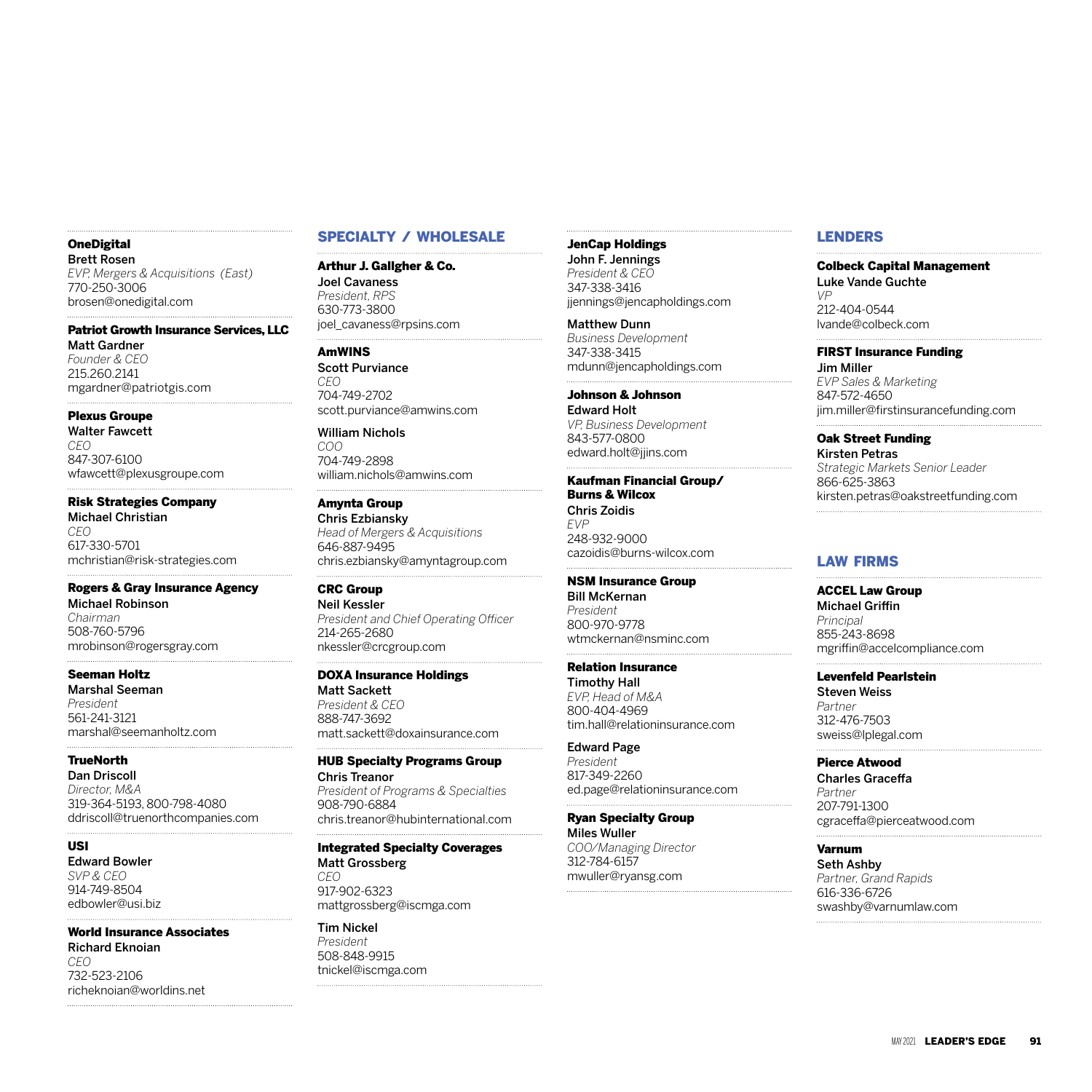**OneDigital**
**Brett Rosen**
*EVP, Mergers & Acquisitions (East)*
770-250-3006
brosen@onedigital.com

**Patriot Growth Insurance Services, LLC**
**Matt Gardner**
*Founder & CEO*
215.260.2141
mgardner@patriotgis.com

**Plexus Groupe**
**Walter Fawcett**
*CEO*
847-307-6100
wfawcett@plexusgroupe.com

**Risk Strategies Company**
**Michael Christian**
*CEO*
617-330-5701
mchristian@risk-strategies.com

**Rogers & Gray Insurance Agency**
**Michael Robinson**
*Chairman*
508-760-5796
mrobinson@rogersgray.com

**Seeman Holtz**
**Marshal Seeman**
*President*
561-241-3121
marshal@seemanholtz.com

**TrueNorth**
**Dan Driscoll**
*Director, M&A*
319-364-5193, 800-798-4080
ddriscoll@truenorthcompanies.com

**USI**
**Edward Bowler**
*SVP & CEO*
914-749-8504
edbowler@usi.biz

**World Insurance Associates**
**Richard Eknoian**
*CEO*
732-523-2106
richeknoian@worldins.net

## SPECIALTY / WHOLESALE

**Arthur J. Gallgher & Co.**
**Joel Cavaness**
*President, RPS*
630-773-3800
joel_cavaness@rpsins.com

**AmWINS**
**Scott Purviance**
*CEO*
704-749-2702
scott.purviance@amwins.com

**William Nichols**
*COO*
704-749-2898
william.nichols@amwins.com

**Amynta Group**
**Chris Ezbiansky**
*Head of Mergers & Acquisitions*
646-887-9495
chris.ezbiansky@amyntagroup.com

**CRC Group**
**Neil Kessler**
*President and Chief Operating Officer*
214-265-2680
nkessler@crcgroup.com

**DOXA Insurance Holdings**
**Matt Sackett**
*President & CEO*
888-747-3692
matt.sackett@doxainsurance.com

**HUB Specialty Programs Group**
**Chris Treanor**
*President of Programs & Specialties*
908-790-6884
chris.treanor@hubinternational.com

**Integrated Specialty Coverages**
**Matt Grossberg**
*CEO*
917-902-6323
mattgrossberg@iscmga.com

**Tim Nickel**
*President*
508-848-9915
tnickel@iscmga.com

**JenCap Holdings**
**John F. Jennings**
*President & CEO*
347-338-3416
jjennings@jencapholdings.com

**Matthew Dunn**
*Business Development*
347-338-3415
mdunn@jencapholdings.com

**Johnson & Johnson**
**Edward Holt**
*VP, Business Development*
843-577-0800
edward.holt@jjins.com

**Kaufman Financial Group/ Burns & Wilcox**
**Chris Zoidis**
*EVP*
248-932-9000
cazoidis@burns-wilcox.com

**NSM Insurance Group**
**Bill McKernan**
*President*
800-970-9778
wtmckernan@nsminc.com

**Relation Insurance**
**Timothy Hall**
*EVP, Head of M&A*
800-404-4969
tim.hall@relationinsurance.com

**Edward Page**
*President*
817-349-2260
ed.page@relationinsurance.com

**Ryan Specialty Group**
**Miles Wuller**
*COO/Managing Director*
312-784-6157
mwuller@ryansg.com

## LENDERS

**Colbeck Capital Management**
**Luke Vande Guchte**
*VP*
212-404-0544
lvande@colbeck.com

**FIRST Insurance Funding**
**Jim Miller**
*EVP Sales & Marketing*
847-572-4650
jim.miller@firstinsurancefunding.com

**Oak Street Funding**
**Kirsten Petras**
*Strategic Markets Senior Leader*
866-625-3863
kirsten.petras@oakstreetfunding.com

## LAW FIRMS

**ACCEL Law Group**
**Michael Griffin**
*Principal*
855-243-8698
mgriffin@accelcompliance.com

**Levenfeld Pearlstein**
**Steven Weiss**
*Partner*
312-476-7503
sweiss@lplegal.com

**Pierce Atwood**
**Charles Graceffa**
*Partner*
207-791-1300
cgraceffa@pierceatwood.com

**Varnum**
**Seth Ashby**
*Partner, Grand Rapids*
616-336-6726
swashby@varnumlaw.com